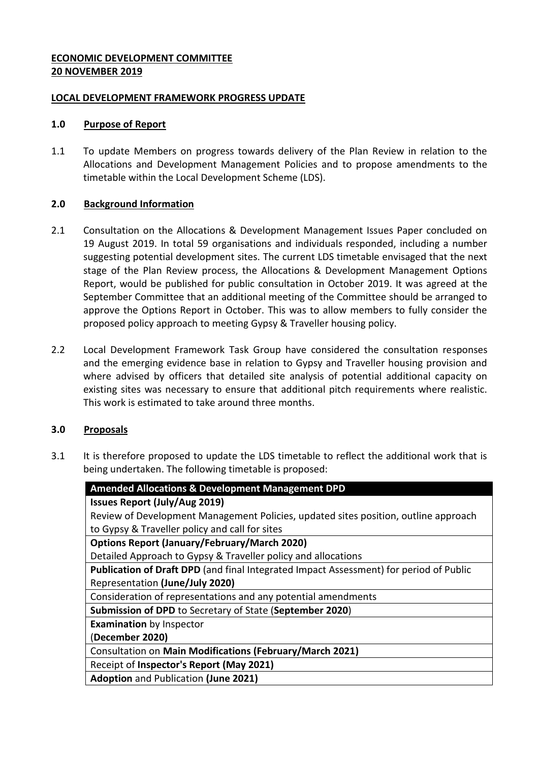**ECONOMIC DEVELOPMENT COMMITTEE**
**20 NOVEMBER 2019**

**LOCAL DEVELOPMENT FRAMEWORK PROGRESS UPDATE**

## 1.0 Purpose of Report

1.1 To update Members on progress towards delivery of the Plan Review in relation to the Allocations and Development Management Policies and to propose amendments to the timetable within the Local Development Scheme (LDS).

## 2.0 Background Information

2.1 Consultation on the Allocations & Development Management Issues Paper concluded on 19 August 2019. In total 59 organisations and individuals responded, including a number suggesting potential development sites. The current LDS timetable envisaged that the next stage of the Plan Review process, the Allocations & Development Management Options Report, would be published for public consultation in October 2019. It was agreed at the September Committee that an additional meeting of the Committee should be arranged to approve the Options Report in October. This was to allow members to fully consider the proposed policy approach to meeting Gypsy & Traveller housing policy.

2.2 Local Development Framework Task Group have considered the consultation responses and the emerging evidence base in relation to Gypsy and Traveller housing provision and where advised by officers that detailed site analysis of potential additional capacity on existing sites was necessary to ensure that additional pitch requirements where realistic. This work is estimated to take around three months.

## 3.0 Proposals

3.1 It is therefore proposed to update the LDS timetable to reflect the additional work that is being undertaken. The following timetable is proposed:

| **Amended Allocations & Development Management DPD** |
|---|
| **Issues Report (July/Aug 2019)**<br>Review of Development Management Policies, updated sites position, outline approach to Gypsy & Traveller policy and call for sites |
| **Options Report (January/February/March 2020)**<br>Detailed Approach to Gypsy & Traveller policy and allocations |
| **Publication of Draft DPD** (and final Integrated Impact Assessment) for period of Public Representation **(June/July 2020)** |
| Consideration of representations and any potential amendments |
| **Submission of DPD** to Secretary of State (**September 2020**) |
| **Examination** by Inspector<br>(**December 2020)** |
| Consultation on **Main Modifications (February/March 2021)** |
| Receipt of **Inspector's Report (May 2021)** |
| **Adoption** and Publication **(June 2021)** |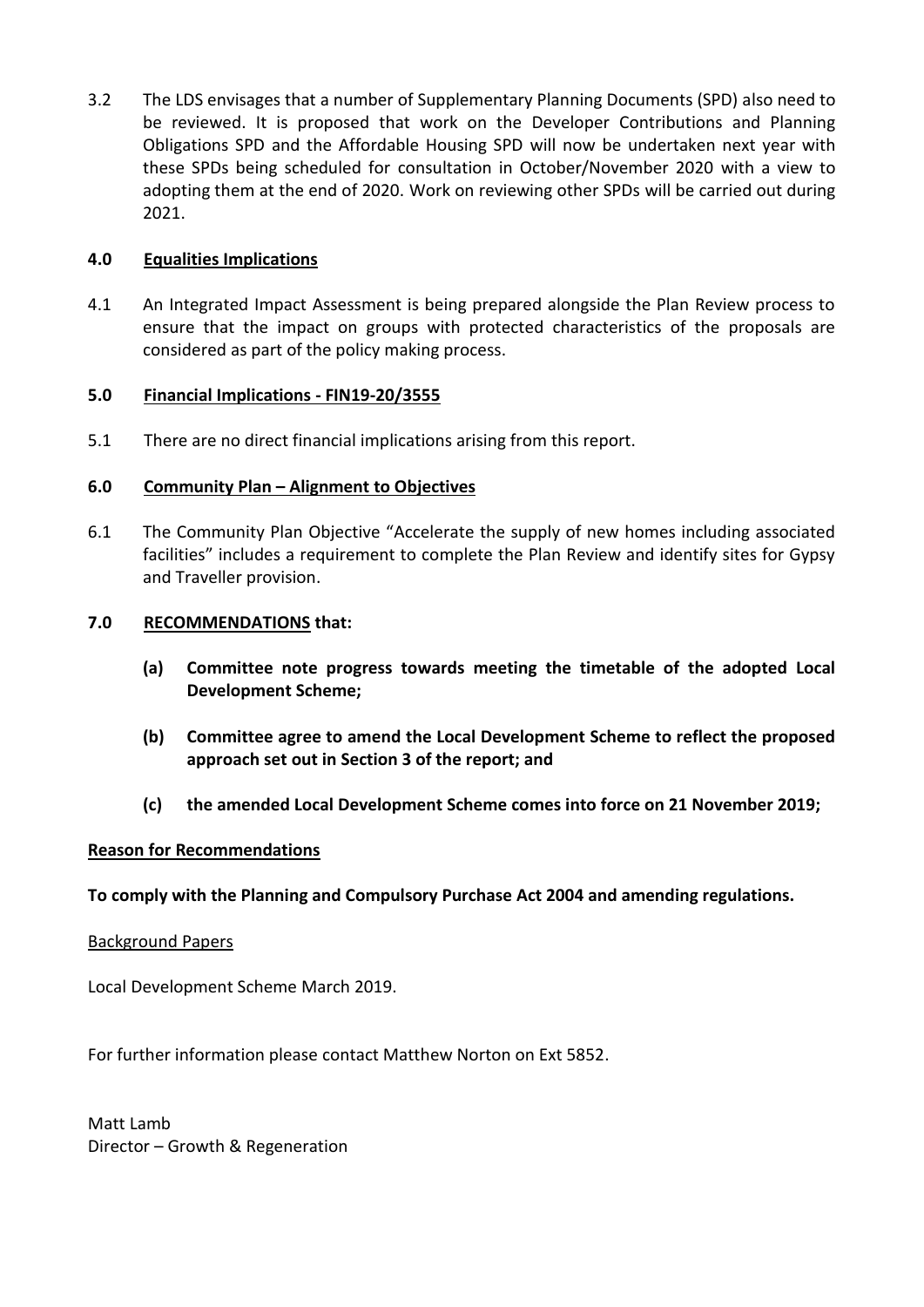3.2 The LDS envisages that a number of Supplementary Planning Documents (SPD) also need to be reviewed. It is proposed that work on the Developer Contributions and Planning Obligations SPD and the Affordable Housing SPD will now be undertaken next year with these SPDs being scheduled for consultation in October/November 2020 with a view to adopting them at the end of 2020. Work on reviewing other SPDs will be carried out during 2021.

## 4.0 Equalities Implications

4.1 An Integrated Impact Assessment is being prepared alongside the Plan Review process to ensure that the impact on groups with protected characteristics of the proposals are considered as part of the policy making process.

## 5.0 Financial Implications - FIN19-20/3555

5.1 There are no direct financial implications arising from this report.

## 6.0 Community Plan – Alignment to Objectives

6.1 The Community Plan Objective "Accelerate the supply of new homes including associated facilities" includes a requirement to complete the Plan Review and identify sites for Gypsy and Traveller provision.

## 7.0 RECOMMENDATIONS that:

**(a) Committee note progress towards meeting the timetable of the adopted Local Development Scheme;**

**(b) Committee agree to amend the Local Development Scheme to reflect the proposed approach set out in Section 3 of the report; and**

**(c) the amended Local Development Scheme comes into force on 21 November 2019;**

**Reason for Recommendations**

**To comply with the Planning and Compulsory Purchase Act 2004 and amending regulations.**

Background Papers

Local Development Scheme March 2019.

For further information please contact Matthew Norton on Ext 5852.

Matt Lamb
Director – Growth & Regeneration